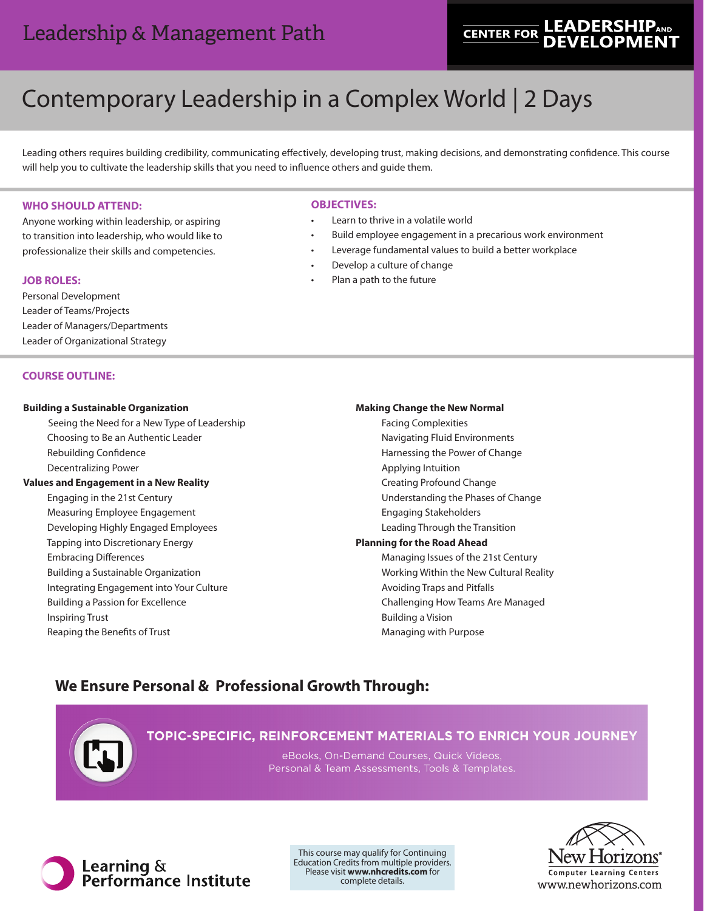Leadership & Management Path

CENTER FOR LEADERSHIP AND DEVELOPMENT

# Contemporary Leadership in a Complex World | 2 Days

Leading others requires building credibility, communicating effectively, developing trust, making decisions, and demonstrating confidence. This course will help you to cultivate the leadership skills that you need to influence others and guide them.

## WHO SHOULD ATTEND:

Anyone working within leadership, or aspiring to transition into leadership, who would like to professionalize their skills and competencies.

## JOB ROLES:

Personal Development
Leader of Teams/Projects
Leader of Managers/Departments
Leader of Organizational Strategy

## OBJECTIVES:

- Learn to thrive in a volatile world
- Build employee engagement in a precarious work environment
- Leverage fundamental values to build a better workplace
- Develop a culture of change
- Plan a path to the future

## COURSE OUTLINE:

**Building a Sustainable Organization**

- Seeing the Need for a New Type of Leadership
- Choosing to Be an Authentic Leader
- Rebuilding Confidence
- Decentralizing Power

**Values and Engagement in a New Reality**

- Engaging in the 21st Century
- Measuring Employee Engagement
- Developing Highly Engaged Employees
- Tapping into Discretionary Energy
- Embracing Differences
- Building a Sustainable Organization
- Integrating Engagement into Your Culture
- Building a Passion for Excellence
- Inspiring Trust
- Reaping the Benefits of Trust

**Making Change the New Normal**

- Facing Complexities
- Navigating Fluid Environments
- Harnessing the Power of Change
- Applying Intuition
- Creating Profound Change
- Understanding the Phases of Change
- Engaging Stakeholders
- Leading Through the Transition

**Planning for the Road Ahead**

- Managing Issues of the 21st Century
- Working Within the New Cultural Reality
- Avoiding Traps and Pitfalls
- Challenging How Teams Are Managed
- Building a Vision
- Managing with Purpose

## We Ensure Personal & Professional Growth Through:

**TOPIC-SPECIFIC, REINFORCEMENT MATERIALS TO ENRICH YOUR JOURNEY**

eBooks, On-Demand Courses, Quick Videos,
Personal & Team Assessments, Tools & Templates.

Learning & Performance Institute

This course may qualify for Continuing Education Credits from multiple providers. Please visit **www.nhcredits.com** for complete details.

New Horizons® Computer Learning Centers
www.newhorizons.com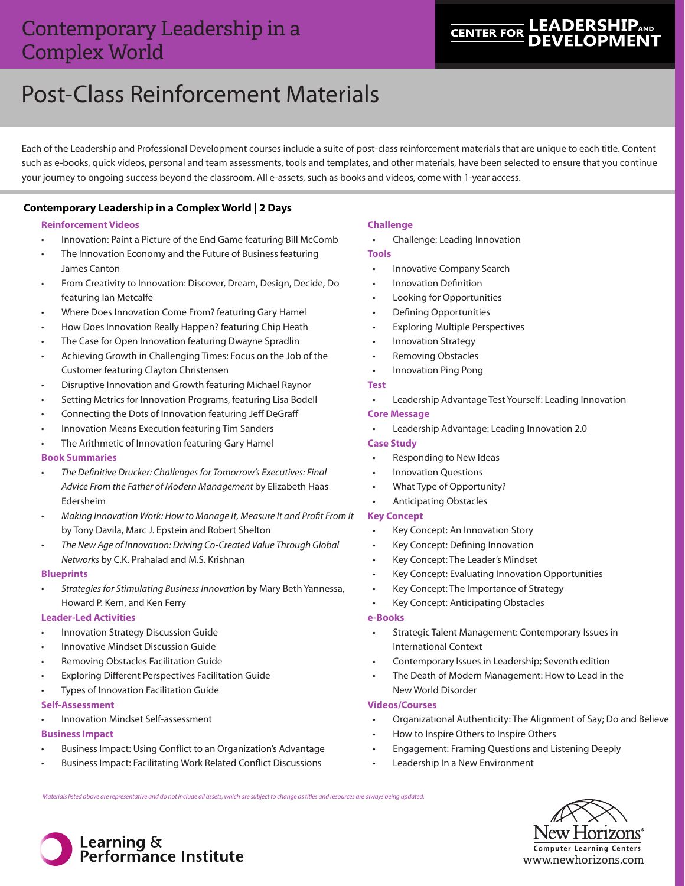# Contemporary Leadership in a Complex World

CENTER FOR LEADERSHIP AND DEVELOPMENT

## Post-Class Reinforcement Materials

Each of the Leadership and Professional Development courses include a suite of post-class reinforcement materials that are unique to each title. Content such as e-books, quick videos, personal and team assessments, tools and templates, and other materials, have been selected to ensure that you continue your journey to ongoing success beyond the classroom. All e-assets, such as books and videos, come with 1-year access.

### Contemporary Leadership in a Complex World | 2 Days

#### Reinforcement Videos

- Innovation: Paint a Picture of the End Game featuring Bill McComb
- The Innovation Economy and the Future of Business featuring James Canton
- From Creativity to Innovation: Discover, Dream, Design, Decide, Do featuring Ian Metcalfe
- Where Does Innovation Come From? featuring Gary Hamel
- How Does Innovation Really Happen? featuring Chip Heath
- The Case for Open Innovation featuring Dwayne Spradlin
- Achieving Growth in Challenging Times: Focus on the Job of the Customer featuring Clayton Christensen
- Disruptive Innovation and Growth featuring Michael Raynor
- Setting Metrics for Innovation Programs, featuring Lisa Bodell
- Connecting the Dots of Innovation featuring Jeff DeGraff
- Innovation Means Execution featuring Tim Sanders
- The Arithmetic of Innovation featuring Gary Hamel

#### Book Summaries

- *The Definitive Drucker: Challenges for Tomorrow's Executives: Final Advice From the Father of Modern Management* by Elizabeth Haas Edersheim
- *Making Innovation Work: How to Manage It, Measure It and Profit From It* by Tony Davila, Marc J. Epstein and Robert Shelton
- *The New Age of Innovation: Driving Co-Created Value Through Global Networks* by C.K. Prahalad and M.S. Krishnan

#### Blueprints

- *Strategies for Stimulating Business Innovation* by Mary Beth Yannessa, Howard P. Kern, and Ken Ferry

#### Leader-Led Activities

- Innovation Strategy Discussion Guide
- Innovative Mindset Discussion Guide
- Removing Obstacles Facilitation Guide
- Exploring Different Perspectives Facilitation Guide
- Types of Innovation Facilitation Guide

#### Self-Assessment

- Innovation Mindset Self-assessment

#### Business Impact

- Business Impact: Using Conflict to an Organization's Advantage
- Business Impact: Facilitating Work Related Conflict Discussions

#### Challenge

- Challenge: Leading Innovation

#### Tools

- Innovative Company Search
- Innovation Definition
- Looking for Opportunities
- Defining Opportunities
- Exploring Multiple Perspectives
- Innovation Strategy
- Removing Obstacles
- Innovation Ping Pong

#### Test

- Leadership Advantage Test Yourself: Leading Innovation

#### Core Message

- Leadership Advantage: Leading Innovation 2.0

#### Case Study

- Responding to New Ideas
- Innovation Questions
- What Type of Opportunity?
- Anticipating Obstacles

#### Key Concept

- Key Concept: An Innovation Story
- Key Concept: Defining Innovation
- Key Concept: The Leader's Mindset
- Key Concept: Evaluating Innovation Opportunities
- Key Concept: The Importance of Strategy
- Key Concept: Anticipating Obstacles

#### e-Books

- Strategic Talent Management: Contemporary Issues in International Context
- Contemporary Issues in Leadership; Seventh edition
- The Death of Modern Management: How to Lead in the New World Disorder

#### Videos/Courses

- Organizational Authenticity: The Alignment of Say; Do and Believe
- How to Inspire Others to Inspire Others
- Engagement: Framing Questions and Listening Deeply
- Leadership In a New Environment

*Materials listed above are representative and do not include all assets, which are subject to change as titles and resources are always being updated.*

Learning & Performance Institute

New Horizons® Computer Learning Centers www.newhorizons.com